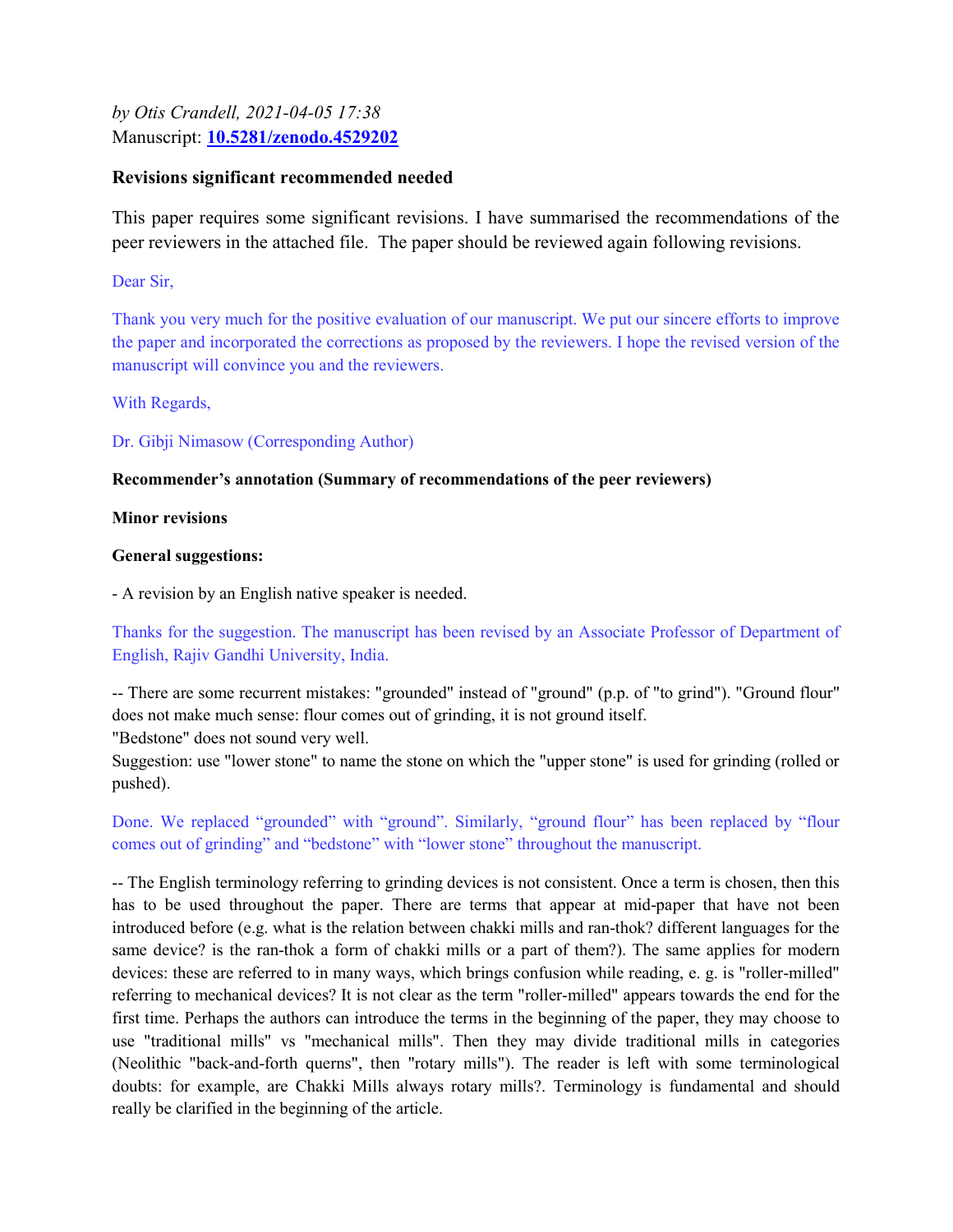*by Otis Crandell, 2021-04-05 17:38*
Manuscript: **[10.5281/zenodo.4529202](https://doi.org/10.5281/zenodo.4529202)**

**Revisions significant recommended needed**

This paper requires some significant revisions. I have summarised the recommendations of the peer reviewers in the attached file. The paper should be reviewed again following revisions.

Dear Sir,

Thank you very much for the positive evaluation of our manuscript. We put our sincere efforts to improve the paper and incorporated the corrections as proposed by the reviewers. I hope the revised version of the manuscript will convince you and the reviewers.

With Regards,

Dr. Gibji Nimasow (Corresponding Author)

**Recommender's annotation (Summary of recommendations of the peer reviewers)**

**Minor revisions**

**General suggestions:**

- A revision by an English native speaker is needed.

Thanks for the suggestion. The manuscript has been revised by an Associate Professor of Department of English, Rajiv Gandhi University, India.

-- There are some recurrent mistakes: "grounded" instead of "ground" (p.p. of "to grind"). "Ground flour" does not make much sense: flour comes out of grinding, it is not ground itself.
"Bedstone" does not sound very well.
Suggestion: use "lower stone" to name the stone on which the "upper stone" is used for grinding (rolled or pushed).

Done. We replaced "grounded" with "ground". Similarly, "ground flour" has been replaced by "flour comes out of grinding" and "bedstone" with "lower stone" throughout the manuscript.

-- The English terminology referring to grinding devices is not consistent. Once a term is chosen, then this has to be used throughout the paper. There are terms that appear at mid-paper that have not been introduced before (e.g. what is the relation between chakki mills and ran-thok? different languages for the same device? is the ran-thok a form of chakki mills or a part of them?). The same applies for modern devices: these are referred to in many ways, which brings confusion while reading, e. g. is "roller-milled" referring to mechanical devices? It is not clear as the term "roller-milled" appears towards the end for the first time. Perhaps the authors can introduce the terms in the beginning of the paper, they may choose to use "traditional mills" vs "mechanical mills". Then they may divide traditional mills in categories (Neolithic "back-and-forth querns", then "rotary mills"). The reader is left with some terminological doubts: for example, are Chakki Mills always rotary mills?. Terminology is fundamental and should really be clarified in the beginning of the article.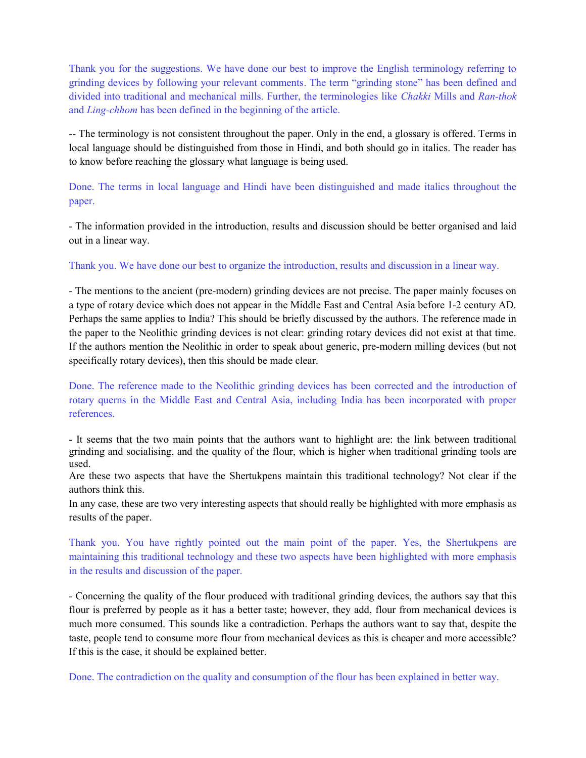Thank you for the suggestions. We have done our best to improve the English terminology referring to grinding devices by following your relevant comments. The term "grinding stone" has been defined and divided into traditional and mechanical mills. Further, the terminologies like *Chakki* Mills and *Ran-thok* and *Ling-chhom* has been defined in the beginning of the article.

-- The terminology is not consistent throughout the paper. Only in the end, a glossary is offered. Terms in local language should be distinguished from those in Hindi, and both should go in italics. The reader has to know before reaching the glossary what language is being used.

Done. The terms in local language and Hindi have been distinguished and made italics throughout the paper.

- The information provided in the introduction, results and discussion should be better organised and laid out in a linear way.

Thank you. We have done our best to organize the introduction, results and discussion in a linear way.

- The mentions to the ancient (pre-modern) grinding devices are not precise. The paper mainly focuses on a type of rotary device which does not appear in the Middle East and Central Asia before 1-2 century AD. Perhaps the same applies to India? This should be briefly discussed by the authors. The reference made in the paper to the Neolithic grinding devices is not clear: grinding rotary devices did not exist at that time. If the authors mention the Neolithic in order to speak about generic, pre-modern milling devices (but not specifically rotary devices), then this should be made clear.

Done. The reference made to the Neolithic grinding devices has been corrected and the introduction of rotary querns in the Middle East and Central Asia, including India has been incorporated with proper references.

- It seems that the two main points that the authors want to highlight are: the link between traditional grinding and socialising, and the quality of the flour, which is higher when traditional grinding tools are used.
Are these two aspects that have the Shertukpens maintain this traditional technology? Not clear if the authors think this.
In any case, these are two very interesting aspects that should really be highlighted with more emphasis as results of the paper.

Thank you. You have rightly pointed out the main point of the paper. Yes, the Shertukpens are maintaining this traditional technology and these two aspects have been highlighted with more emphasis in the results and discussion of the paper.

- Concerning the quality of the flour produced with traditional grinding devices, the authors say that this flour is preferred by people as it has a better taste; however, they add, flour from mechanical devices is much more consumed. This sounds like a contradiction. Perhaps the authors want to say that, despite the taste, people tend to consume more flour from mechanical devices as this is cheaper and more accessible? If this is the case, it should be explained better.

Done. The contradiction on the quality and consumption of the flour has been explained in better way.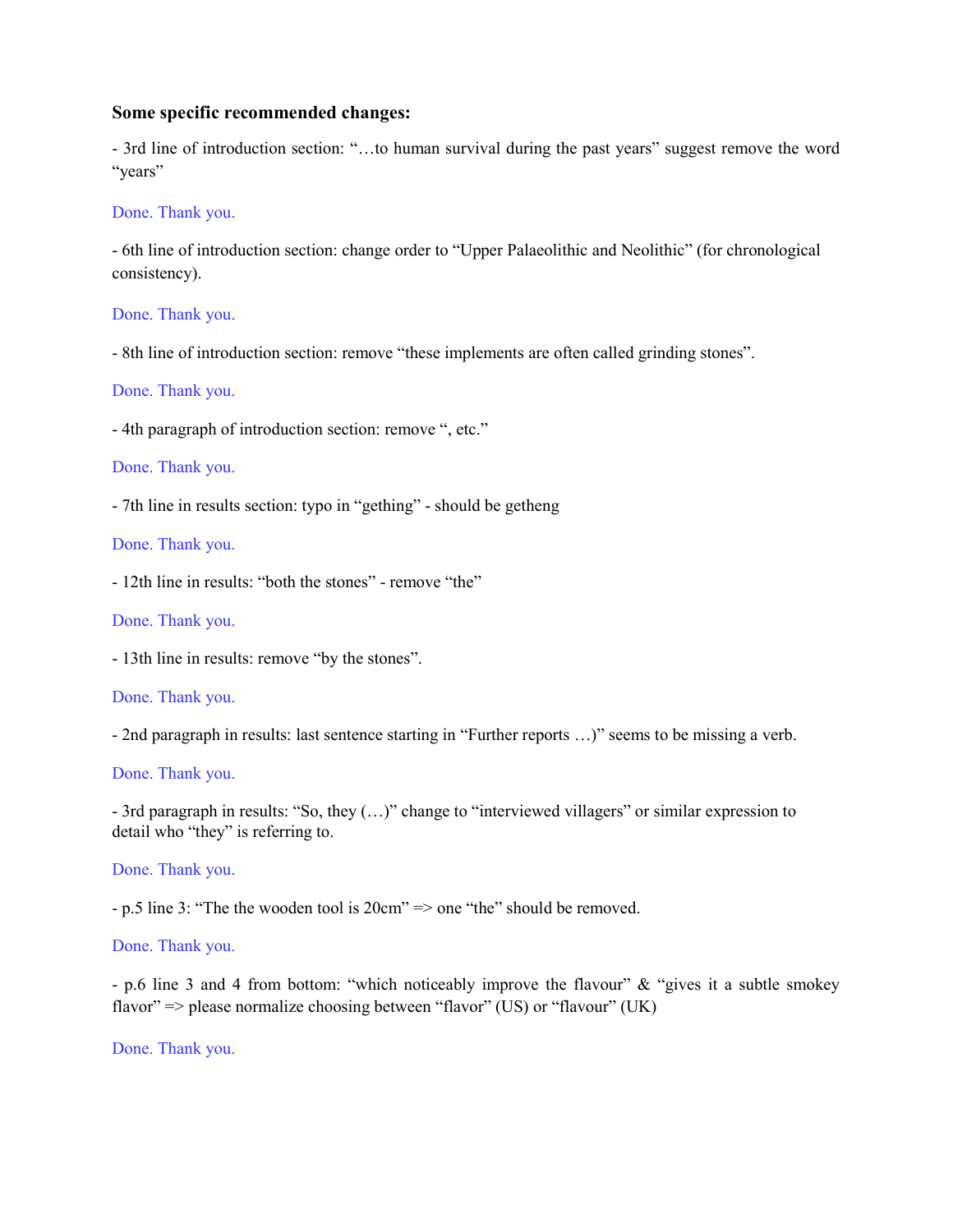**Some specific recommended changes:**

- 3rd line of introduction section: "…to human survival during the past years" suggest remove the word "years"

Done. Thank you.

- 6th line of introduction section: change order to "Upper Palaeolithic and Neolithic" (for chronological consistency).

Done. Thank you.

- 8th line of introduction section: remove "these implements are often called grinding stones".

Done. Thank you.

- 4th paragraph of introduction section: remove ", etc."

Done. Thank you.

- 7th line in results section: typo in "gething" - should be getheng

Done. Thank you.

- 12th line in results: "both the stones" - remove "the"

Done. Thank you.

- 13th line in results: remove "by the stones".

Done. Thank you.

- 2nd paragraph in results: last sentence starting in "Further reports …)" seems to be missing a verb.

Done. Thank you.

- 3rd paragraph in results: "So, they (…)" change to "interviewed villagers" or similar expression to detail who "they" is referring to.

Done. Thank you.

- p.5 line 3: "The the wooden tool is 20cm" => one "the" should be removed.

Done. Thank you.

- p.6 line 3 and 4 from bottom: "which noticeably improve the flavour" & "gives it a subtle smokey flavor" => please normalize choosing between "flavor" (US) or "flavour" (UK)

Done. Thank you.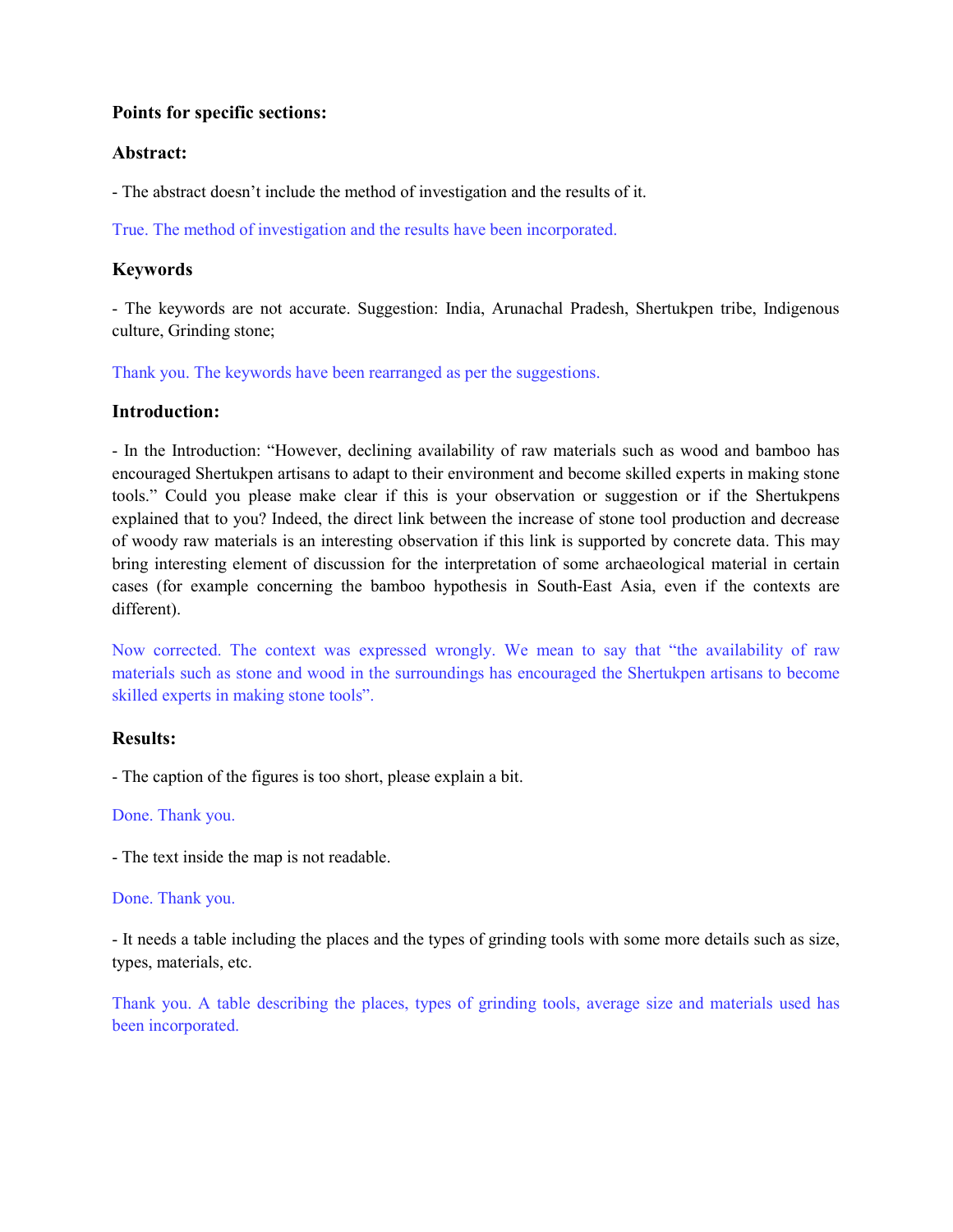**Points for specific sections:**

**Abstract:**

- The abstract doesn't include the method of investigation and the results of it.

True. The method of investigation and the results have been incorporated.

**Keywords**

- The keywords are not accurate. Suggestion: India, Arunachal Pradesh, Shertukpen tribe, Indigenous culture, Grinding stone;

Thank you. The keywords have been rearranged as per the suggestions.

**Introduction:**

- In the Introduction: "However, declining availability of raw materials such as wood and bamboo has encouraged Shertukpen artisans to adapt to their environment and become skilled experts in making stone tools." Could you please make clear if this is your observation or suggestion or if the Shertukpens explained that to you? Indeed, the direct link between the increase of stone tool production and decrease of woody raw materials is an interesting observation if this link is supported by concrete data. This may bring interesting element of discussion for the interpretation of some archaeological material in certain cases (for example concerning the bamboo hypothesis in South-East Asia, even if the contexts are different).

Now corrected. The context was expressed wrongly. We mean to say that "the availability of raw materials such as stone and wood in the surroundings has encouraged the Shertukpen artisans to become skilled experts in making stone tools".

**Results:**

- The caption of the figures is too short, please explain a bit.

Done. Thank you.

- The text inside the map is not readable.

Done. Thank you.

- It needs a table including the places and the types of grinding tools with some more details such as size, types, materials, etc.

Thank you. A table describing the places, types of grinding tools, average size and materials used has been incorporated.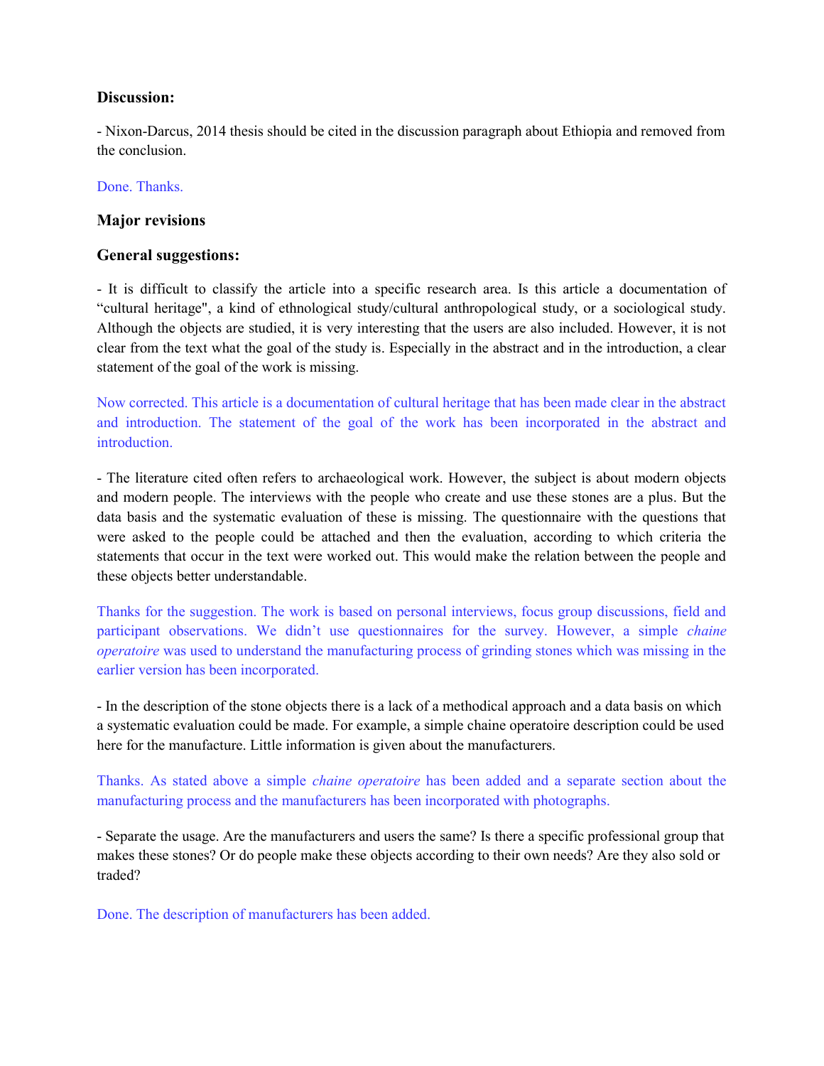**Discussion:**

- Nixon-Darcus, 2014 thesis should be cited in the discussion paragraph about Ethiopia and removed from the conclusion.

Done. Thanks.

**Major revisions**

**General suggestions:**

- It is difficult to classify the article into a specific research area. Is this article a documentation of "cultural heritage", a kind of ethnological study/cultural anthropological study, or a sociological study. Although the objects are studied, it is very interesting that the users are also included. However, it is not clear from the text what the goal of the study is. Especially in the abstract and in the introduction, a clear statement of the goal of the work is missing.

Now corrected. This article is a documentation of cultural heritage that has been made clear in the abstract and introduction. The statement of the goal of the work has been incorporated in the abstract and introduction.

- The literature cited often refers to archaeological work. However, the subject is about modern objects and modern people. The interviews with the people who create and use these stones are a plus. But the data basis and the systematic evaluation of these is missing. The questionnaire with the questions that were asked to the people could be attached and then the evaluation, according to which criteria the statements that occur in the text were worked out. This would make the relation between the people and these objects better understandable.

Thanks for the suggestion. The work is based on personal interviews, focus group discussions, field and participant observations. We didn't use questionnaires for the survey. However, a simple *chaine operatoire* was used to understand the manufacturing process of grinding stones which was missing in the earlier version has been incorporated.

- In the description of the stone objects there is a lack of a methodical approach and a data basis on which a systematic evaluation could be made. For example, a simple chaine operatoire description could be used here for the manufacture. Little information is given about the manufacturers.

Thanks. As stated above a simple *chaine operatoire* has been added and a separate section about the manufacturing process and the manufacturers has been incorporated with photographs.

- Separate the usage. Are the manufacturers and users the same? Is there a specific professional group that makes these stones? Or do people make these objects according to their own needs? Are they also sold or traded?

Done. The description of manufacturers has been added.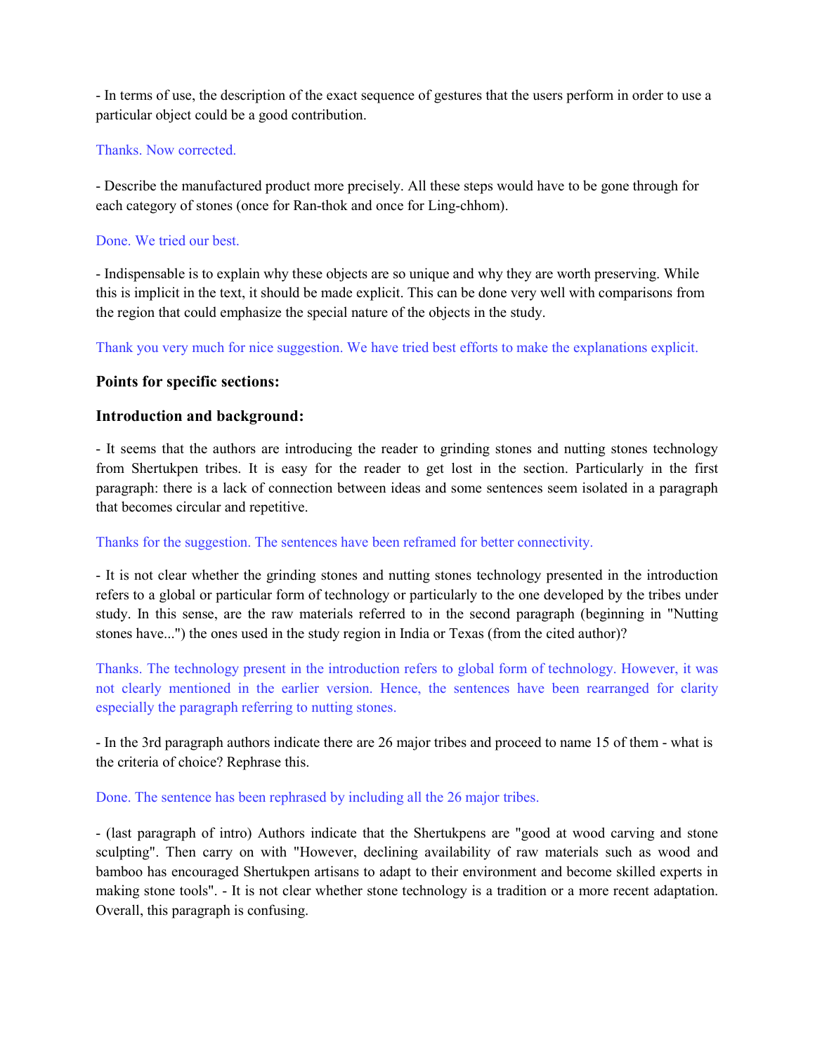- In terms of use, the description of the exact sequence of gestures that the users perform in order to use a particular object could be a good contribution.

Thanks. Now corrected.

- Describe the manufactured product more precisely. All these steps would have to be gone through for each category of stones (once for Ran-thok and once for Ling-chhom).

Done. We tried our best.

- Indispensable is to explain why these objects are so unique and why they are worth preserving. While this is implicit in the text, it should be made explicit. This can be done very well with comparisons from the region that could emphasize the special nature of the objects in the study.

Thank you very much for nice suggestion. We have tried best efforts to make the explanations explicit.

### Points for specific sections:

### Introduction and background:

- It seems that the authors are introducing the reader to grinding stones and nutting stones technology from Shertukpen tribes. It is easy for the reader to get lost in the section. Particularly in the first paragraph: there is a lack of connection between ideas and some sentences seem isolated in a paragraph that becomes circular and repetitive.

Thanks for the suggestion. The sentences have been reframed for better connectivity.

- It is not clear whether the grinding stones and nutting stones technology presented in the introduction refers to a global or particular form of technology or particularly to the one developed by the tribes under study. In this sense, are the raw materials referred to in the second paragraph (beginning in "Nutting stones have...") the ones used in the study region in India or Texas (from the cited author)?

Thanks. The technology present in the introduction refers to global form of technology. However, it was not clearly mentioned in the earlier version. Hence, the sentences have been rearranged for clarity especially the paragraph referring to nutting stones.

- In the 3rd paragraph authors indicate there are 26 major tribes and proceed to name 15 of them - what is the criteria of choice? Rephrase this.

Done. The sentence has been rephrased by including all the 26 major tribes.

- (last paragraph of intro) Authors indicate that the Shertukpens are "good at wood carving and stone sculpting". Then carry on with "However, declining availability of raw materials such as wood and bamboo has encouraged Shertukpen artisans to adapt to their environment and become skilled experts in making stone tools". - It is not clear whether stone technology is a tradition or a more recent adaptation. Overall, this paragraph is confusing.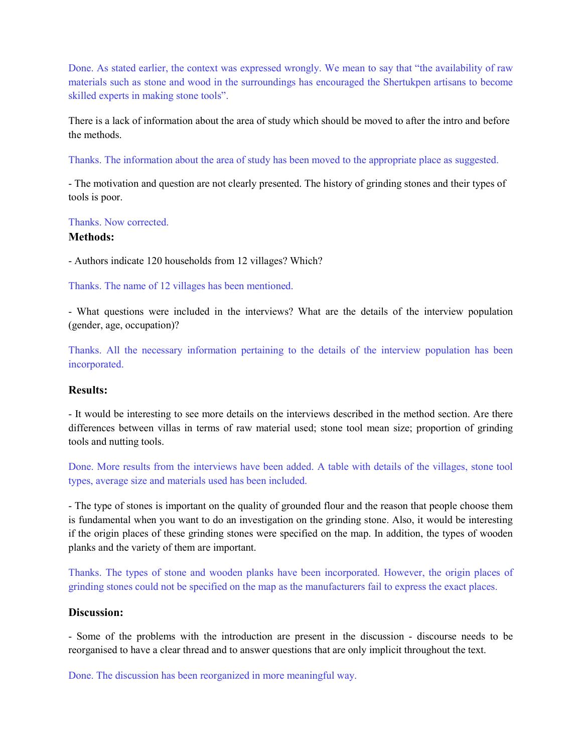Done. As stated earlier, the context was expressed wrongly. We mean to say that "the availability of raw materials such as stone and wood in the surroundings has encouraged the Shertukpen artisans to become skilled experts in making stone tools".

There is a lack of information about the area of study which should be moved to after the intro and before the methods.

Thanks. The information about the area of study has been moved to the appropriate place as suggested.

- The motivation and question are not clearly presented. The history of grinding stones and their types of tools is poor.

Thanks. Now corrected.

**Methods:**

- Authors indicate 120 households from 12 villages? Which?

Thanks. The name of 12 villages has been mentioned.

- What questions were included in the interviews? What are the details of the interview population (gender, age, occupation)?

Thanks. All the necessary information pertaining to the details of the interview population has been incorporated.

**Results:**

- It would be interesting to see more details on the interviews described in the method section. Are there differences between villas in terms of raw material used; stone tool mean size; proportion of grinding tools and nutting tools.

Done. More results from the interviews have been added. A table with details of the villages, stone tool types, average size and materials used has been included.

- The type of stones is important on the quality of grounded flour and the reason that people choose them is fundamental when you want to do an investigation on the grinding stone. Also, it would be interesting if the origin places of these grinding stones were specified on the map. In addition, the types of wooden planks and the variety of them are important.

Thanks. The types of stone and wooden planks have been incorporated. However, the origin places of grinding stones could not be specified on the map as the manufacturers fail to express the exact places.

**Discussion:**

- Some of the problems with the introduction are present in the discussion - discourse needs to be reorganised to have a clear thread and to answer questions that are only implicit throughout the text.

Done. The discussion has been reorganized in more meaningful way.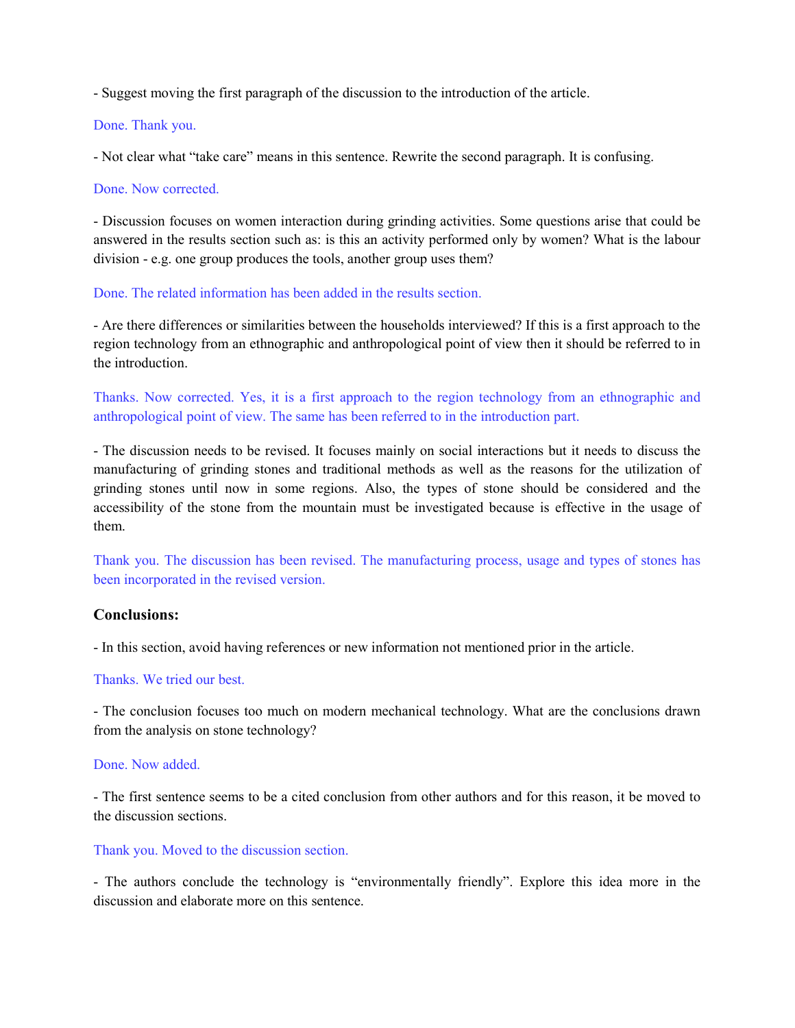- Suggest moving the first paragraph of the discussion to the introduction of the article.

Done. Thank you.

- Not clear what "take care" means in this sentence. Rewrite the second paragraph. It is confusing.

Done. Now corrected.

- Discussion focuses on women interaction during grinding activities. Some questions arise that could be answered in the results section such as: is this an activity performed only by women? What is the labour division - e.g. one group produces the tools, another group uses them?

Done. The related information has been added in the results section.

- Are there differences or similarities between the households interviewed? If this is a first approach to the region technology from an ethnographic and anthropological point of view then it should be referred to in the introduction.

Thanks. Now corrected. Yes, it is a first approach to the region technology from an ethnographic and anthropological point of view. The same has been referred to in the introduction part.

- The discussion needs to be revised. It focuses mainly on social interactions but it needs to discuss the manufacturing of grinding stones and traditional methods as well as the reasons for the utilization of grinding stones until now in some regions. Also, the types of stone should be considered and the accessibility of the stone from the mountain must be investigated because is effective in the usage of them.

Thank you. The discussion has been revised. The manufacturing process, usage and types of stones has been incorporated in the revised version.

### Conclusions:

- In this section, avoid having references or new information not mentioned prior in the article.

Thanks. We tried our best.

- The conclusion focuses too much on modern mechanical technology. What are the conclusions drawn from the analysis on stone technology?

Done. Now added.

- The first sentence seems to be a cited conclusion from other authors and for this reason, it be moved to the discussion sections.

Thank you. Moved to the discussion section.

- The authors conclude the technology is "environmentally friendly". Explore this idea more in the discussion and elaborate more on this sentence.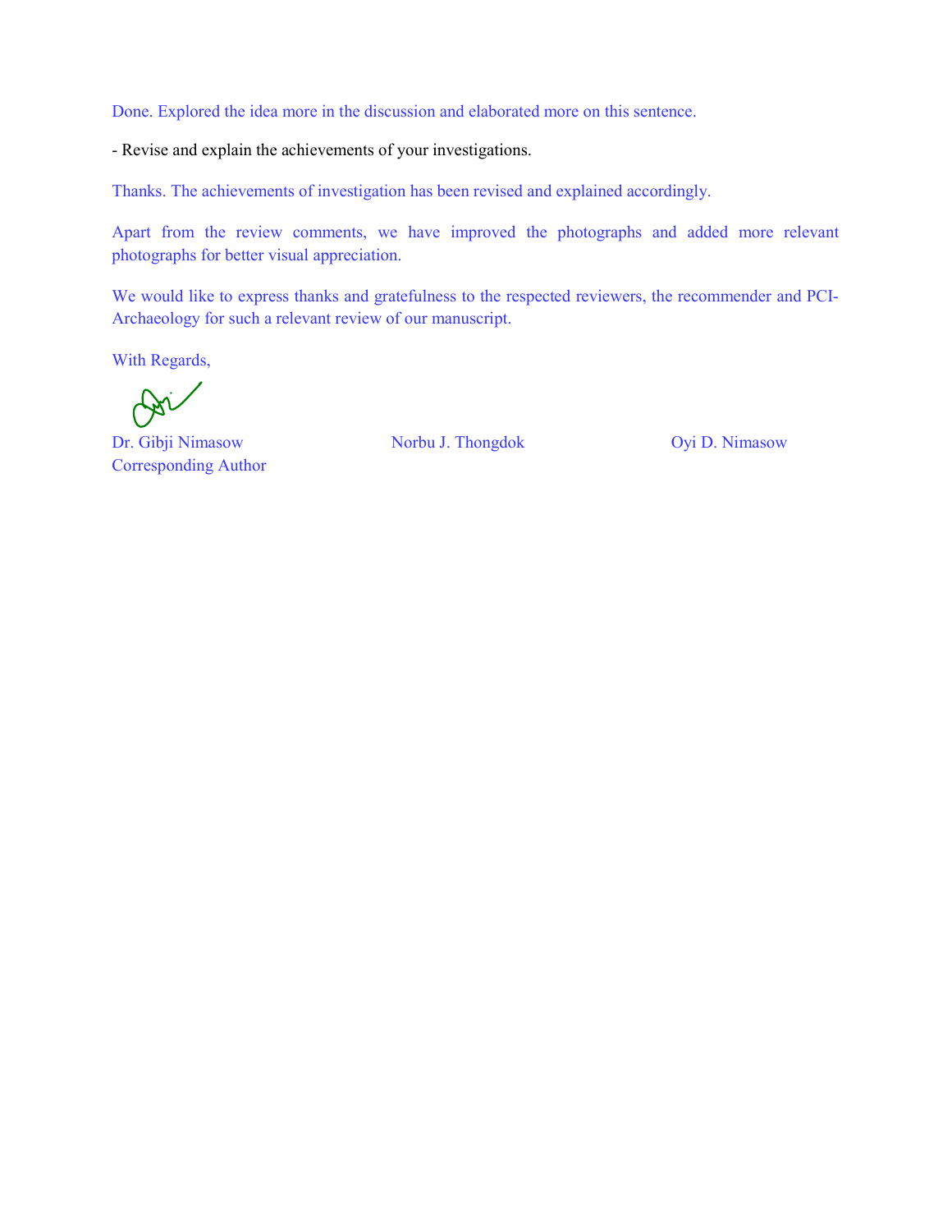Done. Explored the idea more in the discussion and elaborated more on this sentence.

- Revise and explain the achievements of your investigations.

Thanks. The achievements of investigation has been revised and explained accordingly.

Apart from the review comments, we have improved the photographs and added more relevant photographs for better visual appreciation.

We would like to express thanks and gratefulness to the respected reviewers, the recommender and PCI-Archaeology for such a relevant review of our manuscript.

With Regards,

Dr. Gibji Nimasow
Corresponding Author

Norbu J. Thongdok

Oyi D. Nimasow